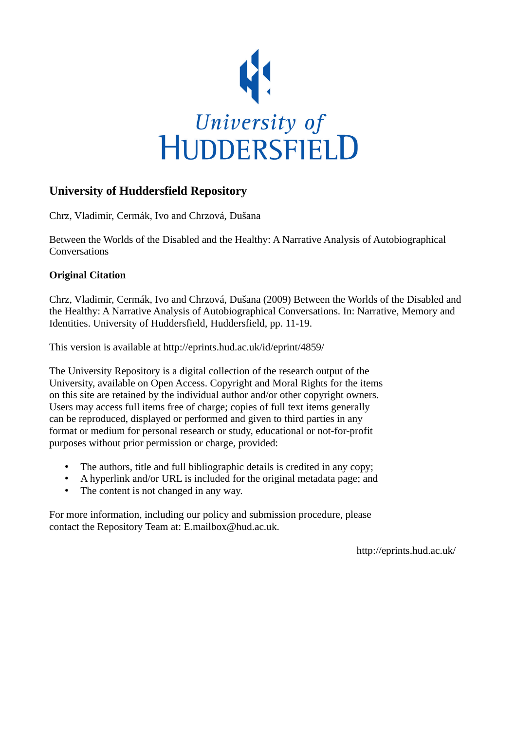University of
HUDDERSFIELD

## University of Huddersfield Repository

Chrz, Vladimir, Cermák, Ivo and Chrzová, Dušana

Between the Worlds of the Disabled and the Healthy: A Narrative Analysis of Autobiographical Conversations

### Original Citation

Chrz, Vladimir, Cermák, Ivo and Chrzová, Dušana (2009) Between the Worlds of the Disabled and the Healthy: A Narrative Analysis of Autobiographical Conversations. In: Narrative, Memory and Identities. University of Huddersfield, Huddersfield, pp. 11-19.

This version is available at http://eprints.hud.ac.uk/id/eprint/4859/

The University Repository is a digital collection of the research output of the University, available on Open Access. Copyright and Moral Rights for the items on this site are retained by the individual author and/or other copyright owners. Users may access full items free of charge; copies of full text items generally can be reproduced, displayed or performed and given to third parties in any format or medium for personal research or study, educational or not-for-profit purposes without prior permission or charge, provided:

- The authors, title and full bibliographic details is credited in any copy;
- A hyperlink and/or URL is included for the original metadata page; and
- The content is not changed in any way.

For more information, including our policy and submission procedure, please contact the Repository Team at: E.mailbox@hud.ac.uk.

http://eprints.hud.ac.uk/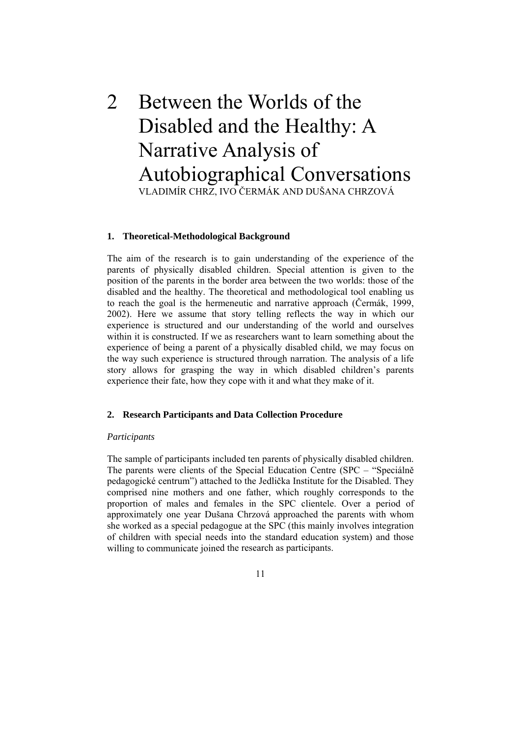# 2 Between the Worlds of the Disabled and the Healthy: A Narrative Analysis of Autobiographical Conversations

VLADIMÍR CHRZ, IVO ČERMÁK AND DUŠANA CHRZOVÁ

## 1. Theoretical-Methodological Background

The aim of the research is to gain understanding of the experience of the parents of physically disabled children. Special attention is given to the position of the parents in the border area between the two worlds: those of the disabled and the healthy. The theoretical and methodological tool enabling us to reach the goal is the hermeneutic and narrative approach (Čermák, 1999, 2002). Here we assume that story telling reflects the way in which our experience is structured and our understanding of the world and ourselves within it is constructed. If we as researchers want to learn something about the experience of being a parent of a physically disabled child, we may focus on the way such experience is structured through narration. The analysis of a life story allows for grasping the way in which disabled children's parents experience their fate, how they cope with it and what they make of it.

## 2. Research Participants and Data Collection Procedure

*Participants*

The sample of participants included ten parents of physically disabled children. The parents were clients of the Special Education Centre (SPC – "Speciálně pedagogické centrum") attached to the Jedlička Institute for the Disabled. They comprised nine mothers and one father, which roughly corresponds to the proportion of males and females in the SPC clientele. Over a period of approximately one year Dušana Chrzová approached the parents with whom she worked as a special pedagogue at the SPC (this mainly involves integration of children with special needs into the standard education system) and those willing to communicate joined the research as participants.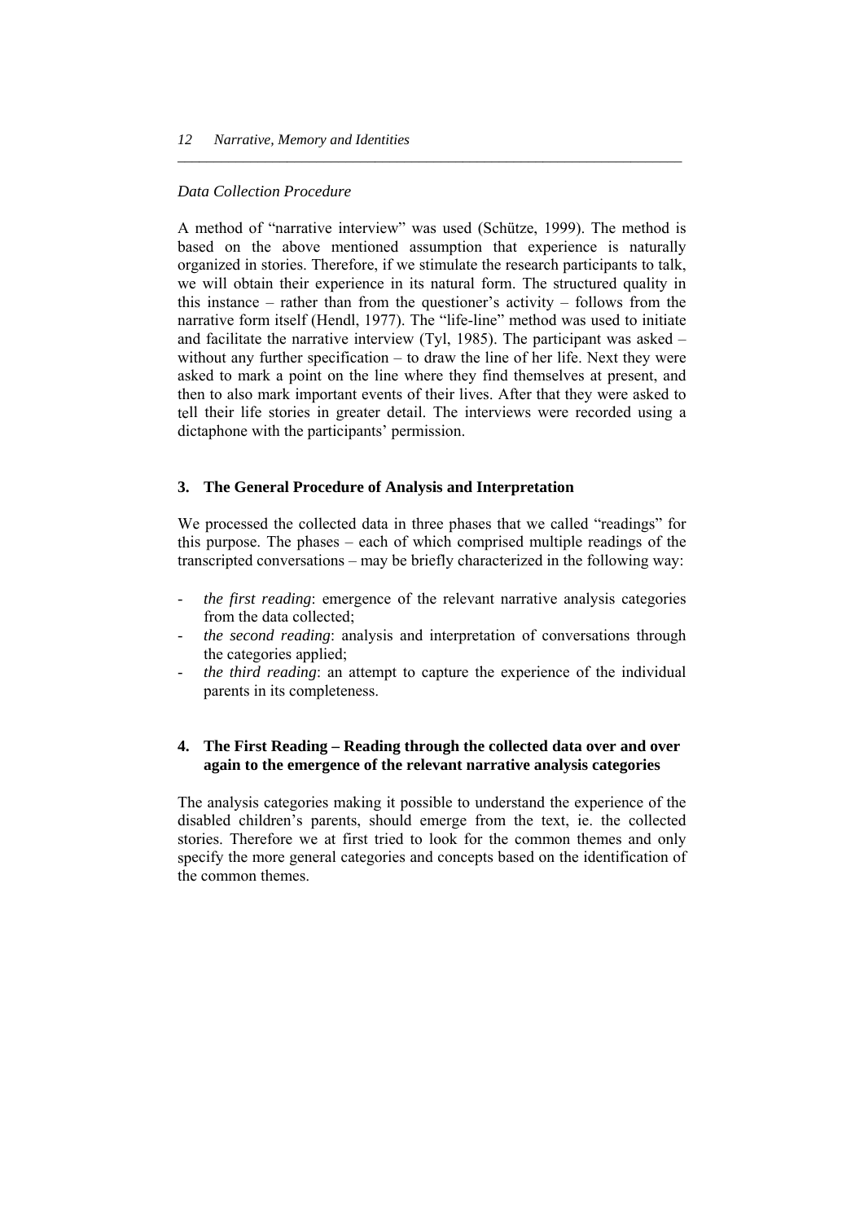*Data Collection Procedure*

A method of "narrative interview" was used (Schütze, 1999). The method is based on the above mentioned assumption that experience is naturally organized in stories. Therefore, if we stimulate the research participants to talk, we will obtain their experience in its natural form. The structured quality in this instance – rather than from the questioner's activity – follows from the narrative form itself (Hendl, 1977). The "life-line" method was used to initiate and facilitate the narrative interview (Tyl, 1985). The participant was asked – without any further specification – to draw the line of her life. Next they were asked to mark a point on the line where they find themselves at present, and then to also mark important events of their lives. After that they were asked to tell their life stories in greater detail. The interviews were recorded using a dictaphone with the participants' permission.

## 3. The General Procedure of Analysis and Interpretation

We processed the collected data in three phases that we called "readings" for this purpose. The phases – each of which comprised multiple readings of the transcripted conversations – may be briefly characterized in the following way:

- *the first reading*: emergence of the relevant narrative analysis categories from the data collected;
- *the second reading*: analysis and interpretation of conversations through the categories applied;
- *the third reading*: an attempt to capture the experience of the individual parents in its completeness.

## 4. The First Reading – Reading through the collected data over and over again to the emergence of the relevant narrative analysis categories

The analysis categories making it possible to understand the experience of the disabled children's parents, should emerge from the text, ie. the collected stories. Therefore we at first tried to look for the common themes and only specify the more general categories and concepts based on the identification of the common themes.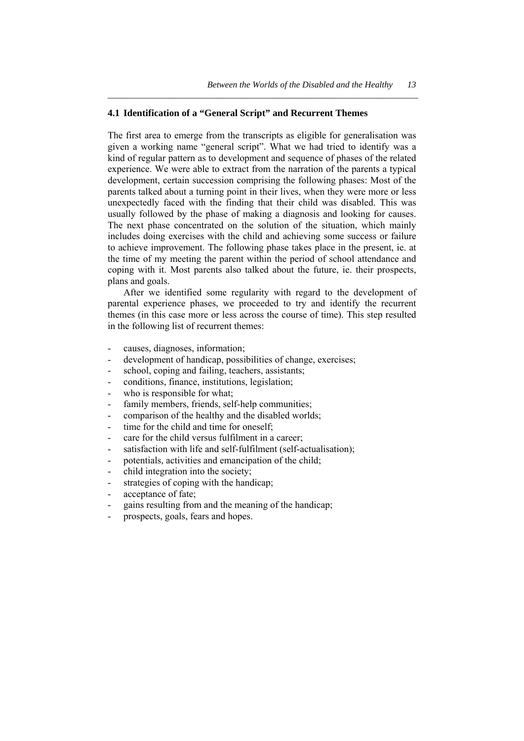## 4.1 Identification of a "General Script" and Recurrent Themes

The first area to emerge from the transcripts as eligible for generalisation was given a working name "general script". What we had tried to identify was a kind of regular pattern as to development and sequence of phases of the related experience. We were able to extract from the narration of the parents a typical development, certain succession comprising the following phases: Most of the parents talked about a turning point in their lives, when they were more or less unexpectedly faced with the finding that their child was disabled. This was usually followed by the phase of making a diagnosis and looking for causes. The next phase concentrated on the solution of the situation, which mainly includes doing exercises with the child and achieving some success or failure to achieve improvement. The following phase takes place in the present, ie. at the time of my meeting the parent within the period of school attendance and coping with it. Most parents also talked about the future, ie. their prospects, plans and goals.

After we identified some regularity with regard to the development of parental experience phases, we proceeded to try and identify the recurrent themes (in this case more or less across the course of time). This step resulted in the following list of recurrent themes:

- causes, diagnoses, information;
- development of handicap, possibilities of change, exercises;
- school, coping and failing, teachers, assistants;
- conditions, finance, institutions, legislation;
- who is responsible for what;
- family members, friends, self-help communities;
- comparison of the healthy and the disabled worlds;
- time for the child and time for oneself;
- care for the child versus fulfilment in a career;
- satisfaction with life and self-fulfilment (self-actualisation);
- potentials, activities and emancipation of the child;
- child integration into the society;
- strategies of coping with the handicap;
- acceptance of fate;
- gains resulting from and the meaning of the handicap;
- prospects, goals, fears and hopes.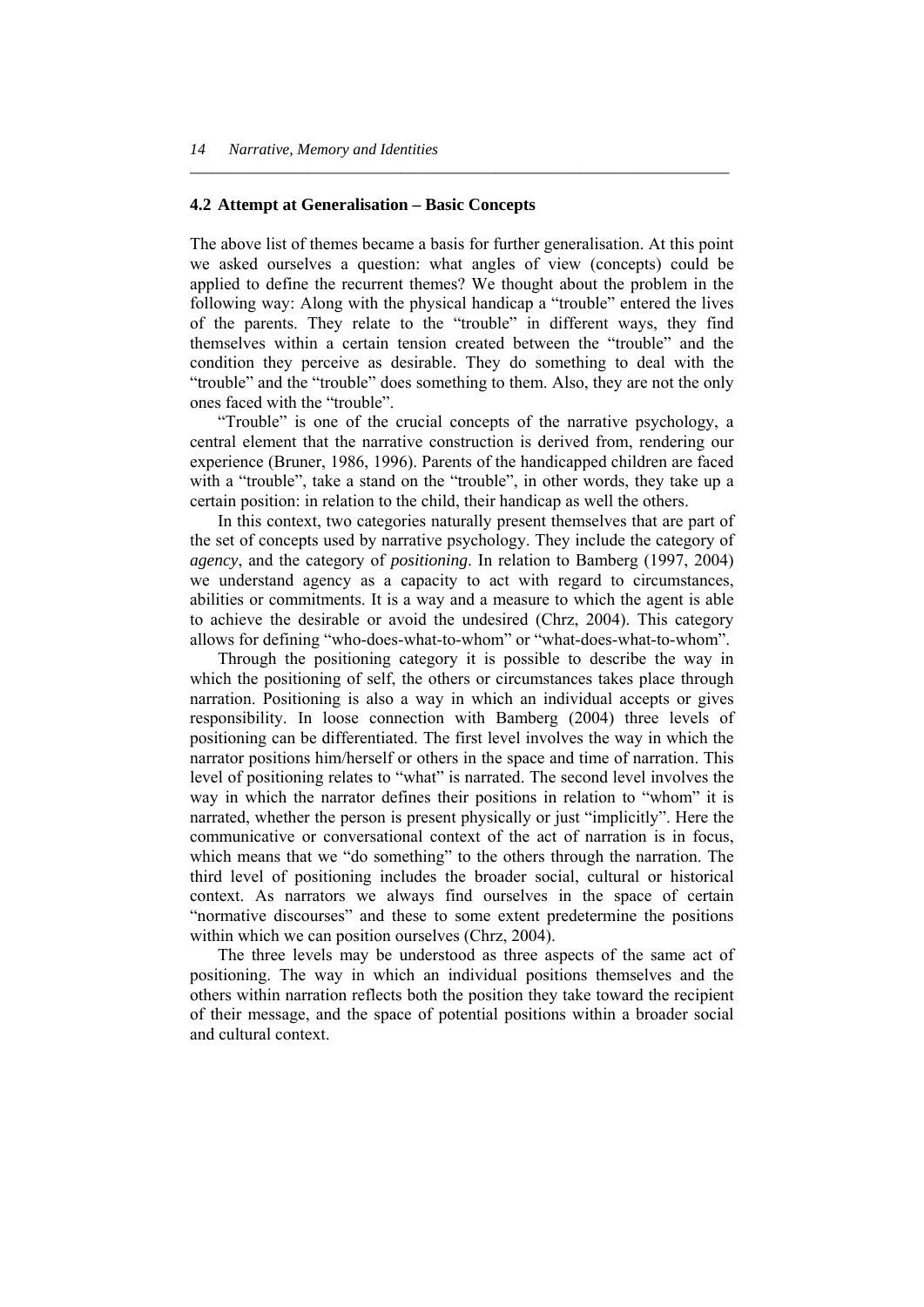### 4.2 Attempt at Generalisation – Basic Concepts

The above list of themes became a basis for further generalisation. At this point we asked ourselves a question: what angles of view (concepts) could be applied to define the recurrent themes? We thought about the problem in the following way: Along with the physical handicap a "trouble" entered the lives of the parents. They relate to the "trouble" in different ways, they find themselves within a certain tension created between the "trouble" and the condition they perceive as desirable. They do something to deal with the "trouble" and the "trouble" does something to them. Also, they are not the only ones faced with the "trouble".

"Trouble" is one of the crucial concepts of the narrative psychology, a central element that the narrative construction is derived from, rendering our experience (Bruner, 1986, 1996). Parents of the handicapped children are faced with a "trouble", take a stand on the "trouble", in other words, they take up a certain position: in relation to the child, their handicap as well the others.

In this context, two categories naturally present themselves that are part of the set of concepts used by narrative psychology. They include the category of *agency*, and the category of *positioning*. In relation to Bamberg (1997, 2004) we understand agency as a capacity to act with regard to circumstances, abilities or commitments. It is a way and a measure to which the agent is able to achieve the desirable or avoid the undesired (Chrz, 2004). This category allows for defining "who-does-what-to-whom" or "what-does-what-to-whom".

Through the positioning category it is possible to describe the way in which the positioning of self, the others or circumstances takes place through narration. Positioning is also a way in which an individual accepts or gives responsibility. In loose connection with Bamberg (2004) three levels of positioning can be differentiated. The first level involves the way in which the narrator positions him/herself or others in the space and time of narration. This level of positioning relates to "what" is narrated. The second level involves the way in which the narrator defines their positions in relation to "whom" it is narrated, whether the person is present physically or just "implicitly". Here the communicative or conversational context of the act of narration is in focus, which means that we "do something" to the others through the narration. The third level of positioning includes the broader social, cultural or historical context. As narrators we always find ourselves in the space of certain "normative discourses" and these to some extent predetermine the positions within which we can position ourselves (Chrz, 2004).

The three levels may be understood as three aspects of the same act of positioning. The way in which an individual positions themselves and the others within narration reflects both the position they take toward the recipient of their message, and the space of potential positions within a broader social and cultural context.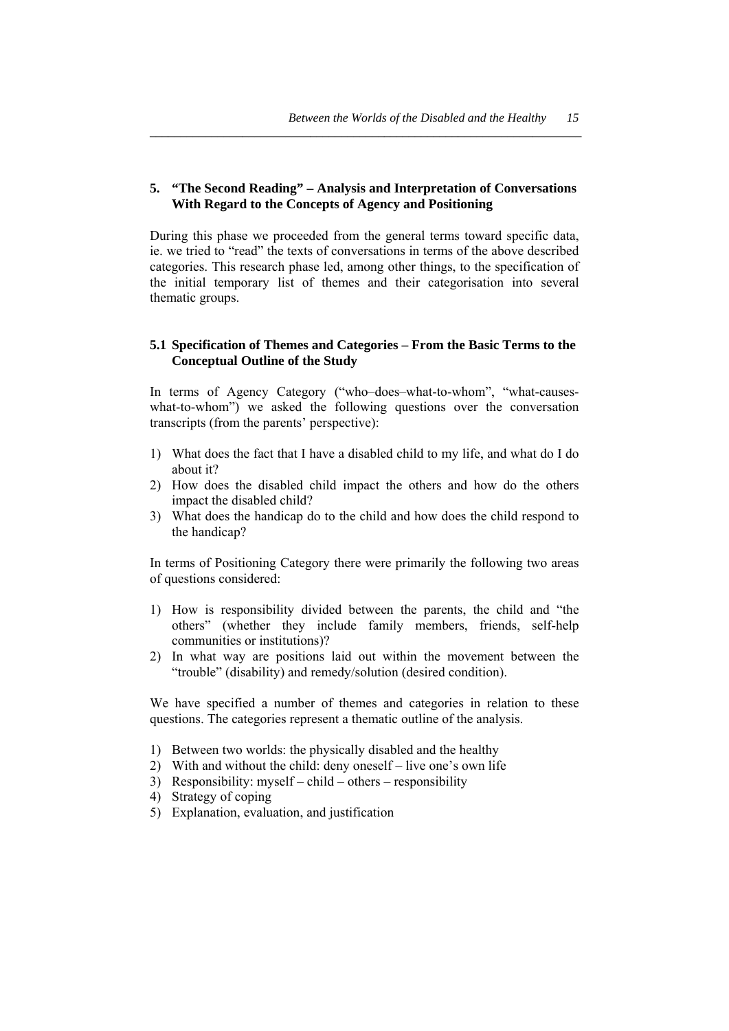## 5. "The Second Reading" – Analysis and Interpretation of Conversations With Regard to the Concepts of Agency and Positioning

During this phase we proceeded from the general terms toward specific data, ie. we tried to "read" the texts of conversations in terms of the above described categories. This research phase led, among other things, to the specification of the initial temporary list of themes and their categorisation into several thematic groups.

### 5.1 Specification of Themes and Categories – From the Basic Terms to the Conceptual Outline of the Study

In terms of Agency Category ("who–does–what-to-whom", "what-causes-what-to-whom") we asked the following questions over the conversation transcripts (from the parents' perspective):

1) What does the fact that I have a disabled child to my life, and what do I do about it?
2) How does the disabled child impact the others and how do the others impact the disabled child?
3) What does the handicap do to the child and how does the child respond to the handicap?

In terms of Positioning Category there were primarily the following two areas of questions considered:

1) How is responsibility divided between the parents, the child and "the others" (whether they include family members, friends, self-help communities or institutions)?
2) In what way are positions laid out within the movement between the "trouble" (disability) and remedy/solution (desired condition).

We have specified a number of themes and categories in relation to these questions. The categories represent a thematic outline of the analysis.

1) Between two worlds: the physically disabled and the healthy
2) With and without the child: deny oneself – live one's own life
3) Responsibility: myself – child – others – responsibility
4) Strategy of coping
5) Explanation, evaluation, and justification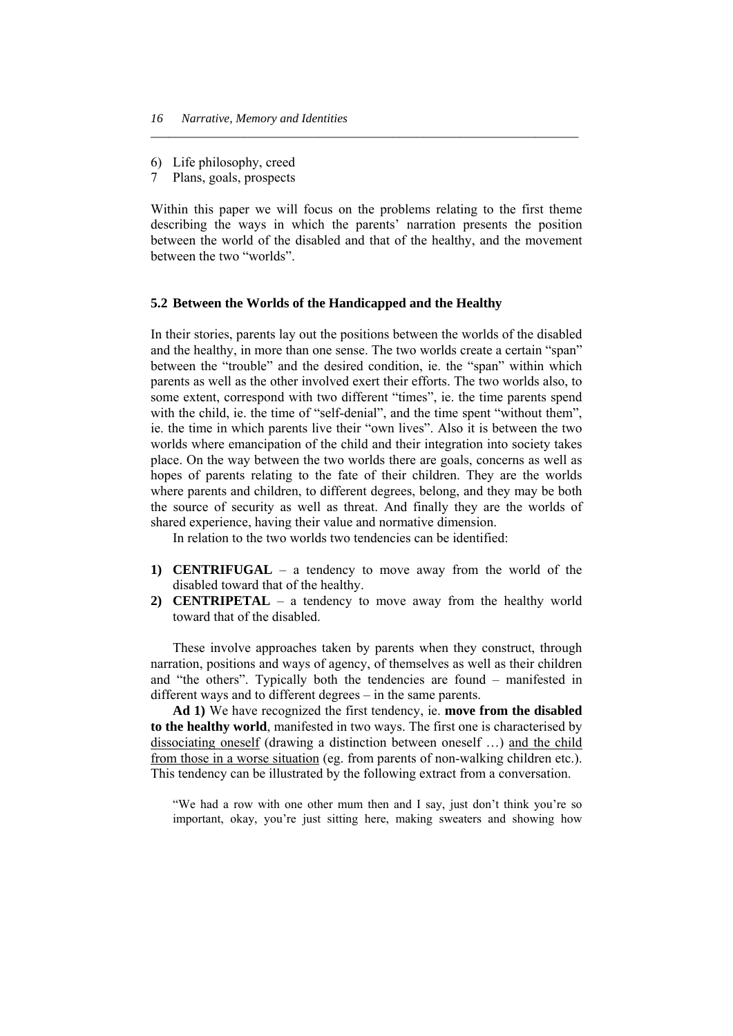6) Life philosophy, creed
7 Plans, goals, prospects

Within this paper we will focus on the problems relating to the first theme describing the ways in which the parents' narration presents the position between the world of the disabled and that of the healthy, and the movement between the two "worlds".

### 5.2 Between the Worlds of the Handicapped and the Healthy

In their stories, parents lay out the positions between the worlds of the disabled and the healthy, in more than one sense. The two worlds create a certain "span" between the "trouble" and the desired condition, ie. the "span" within which parents as well as the other involved exert their efforts. The two worlds also, to some extent, correspond with two different "times", ie. the time parents spend with the child, ie. the time of "self-denial", and the time spent "without them", ie. the time in which parents live their "own lives". Also it is between the two worlds where emancipation of the child and their integration into society takes place. On the way between the two worlds there are goals, concerns as well as hopes of parents relating to the fate of their children. They are the worlds where parents and children, to different degrees, belong, and they may be both the source of security as well as threat. And finally they are the worlds of shared experience, having their value and normative dimension.

In relation to the two worlds two tendencies can be identified:

1) **CENTRIFUGAL** – a tendency to move away from the world of the disabled toward that of the healthy.
2) **CENTRIPETAL** – a tendency to move away from the healthy world toward that of the disabled.

These involve approaches taken by parents when they construct, through narration, positions and ways of agency, of themselves as well as their children and "the others". Typically both the tendencies are found – manifested in different ways and to different degrees – in the same parents.

**Ad 1)** We have recognized the first tendency, ie. **move from the disabled to the healthy world**, manifested in two ways. The first one is characterised by <u>dissociating oneself</u> (drawing a distinction between oneself …) <u>and the child from those in a worse situation</u> (eg. from parents of non-walking children etc.). This tendency can be illustrated by the following extract from a conversation.

> "We had a row with one other mum then and I say, just don't think you're so important, okay, you're just sitting here, making sweaters and showing how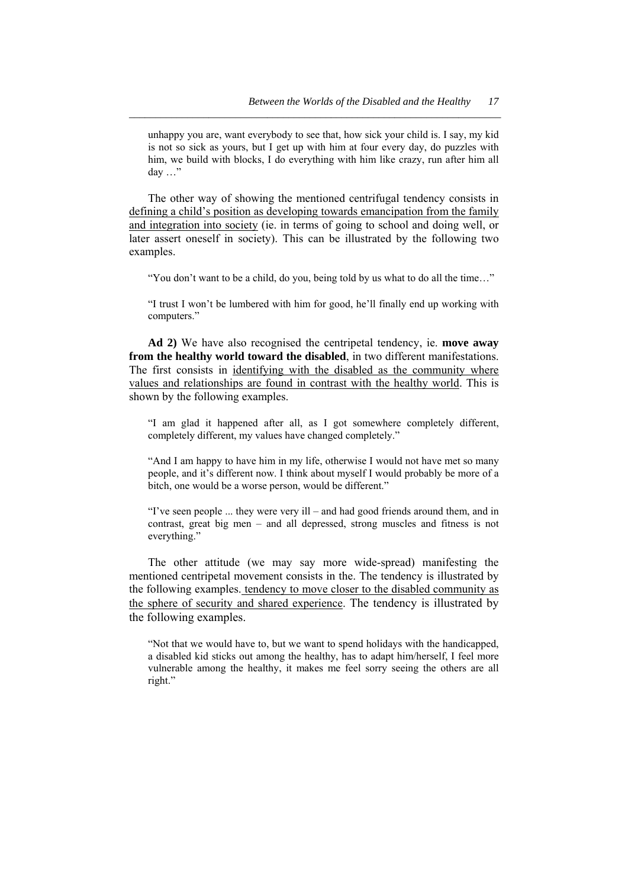unhappy you are, want everybody to see that, how sick your child is. I say, my kid is not so sick as yours, but I get up with him at four every day, do puzzles with him, we build with blocks, I do everything with him like crazy, run after him all day …"

The other way of showing the mentioned centrifugal tendency consists in defining a child's position as developing towards emancipation from the family and integration into society (ie. in terms of going to school and doing well, or later assert oneself in society). This can be illustrated by the following two examples.

> "You don't want to be a child, do you, being told by us what to do all the time…"

> "I trust I won't be lumbered with him for good, he'll finally end up working with computers."

**Ad 2)** We have also recognised the centripetal tendency, ie. **move away from the healthy world toward the disabled**, in two different manifestations. The first consists in identifying with the disabled as the community where values and relationships are found in contrast with the healthy world. This is shown by the following examples.

> "I am glad it happened after all, as I got somewhere completely different, completely different, my values have changed completely."

> "And I am happy to have him in my life, otherwise I would not have met so many people, and it's different now. I think about myself I would probably be more of a bitch, one would be a worse person, would be different."

> "I've seen people ... they were very ill – and had good friends around them, and in contrast, great big men – and all depressed, strong muscles and fitness is not everything."

The other attitude (we may say more wide-spread) manifesting the mentioned centripetal movement consists in the. The tendency is illustrated by the following examples. tendency to move closer to the disabled community as the sphere of security and shared experience. The tendency is illustrated by the following examples.

> "Not that we would have to, but we want to spend holidays with the handicapped, a disabled kid sticks out among the healthy, has to adapt him/herself, I feel more vulnerable among the healthy, it makes me feel sorry seeing the others are all right."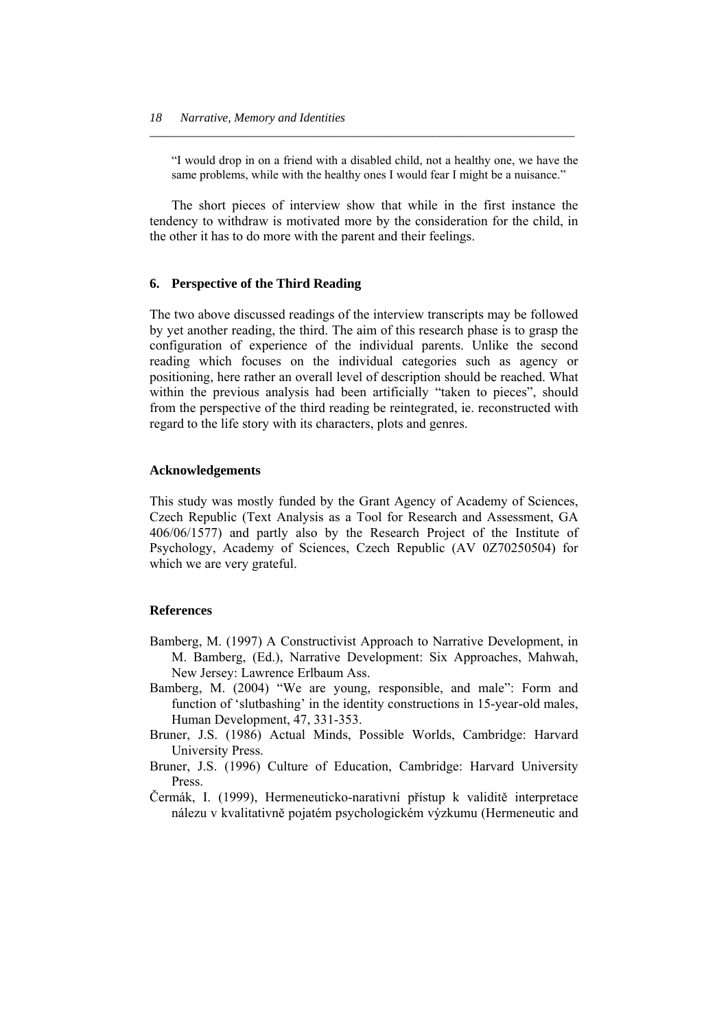> "I would drop in on a friend with a disabled child, not a healthy one, we have the same problems, while with the healthy ones I would fear I might be a nuisance."

The short pieces of interview show that while in the first instance the tendency to withdraw is motivated more by the consideration for the child, in the other it has to do more with the parent and their feelings.

## 6. Perspective of the Third Reading

The two above discussed readings of the interview transcripts may be followed by yet another reading, the third. The aim of this research phase is to grasp the configuration of experience of the individual parents. Unlike the second reading which focuses on the individual categories such as agency or positioning, here rather an overall level of description should be reached. What within the previous analysis had been artificially "taken to pieces", should from the perspective of the third reading be reintegrated, ie. reconstructed with regard to the life story with its characters, plots and genres.

## Acknowledgements

This study was mostly funded by the Grant Agency of Academy of Sciences, Czech Republic (Text Analysis as a Tool for Research and Assessment, GA 406/06/1577) and partly also by the Research Project of the Institute of Psychology, Academy of Sciences, Czech Republic (AV 0Z70250504) for which we are very grateful.

## References

Bamberg, M. (1997) A Constructivist Approach to Narrative Development, in M. Bamberg, (Ed.), Narrative Development: Six Approaches, Mahwah, New Jersey: Lawrence Erlbaum Ass.

Bamberg, M. (2004) "We are young, responsible, and male": Form and function of 'slutbashing' in the identity constructions in 15-year-old males, Human Development, 47, 331-353.

Bruner, J.S. (1986) Actual Minds, Possible Worlds, Cambridge: Harvard University Press.

Bruner, J.S. (1996) Culture of Education, Cambridge: Harvard University Press.

Čermák, I. (1999), Hermeneuticko-narativní přístup k validitě interpretace nálezu v kvalitativně pojatém psychologickém výzkumu (Hermeneutic and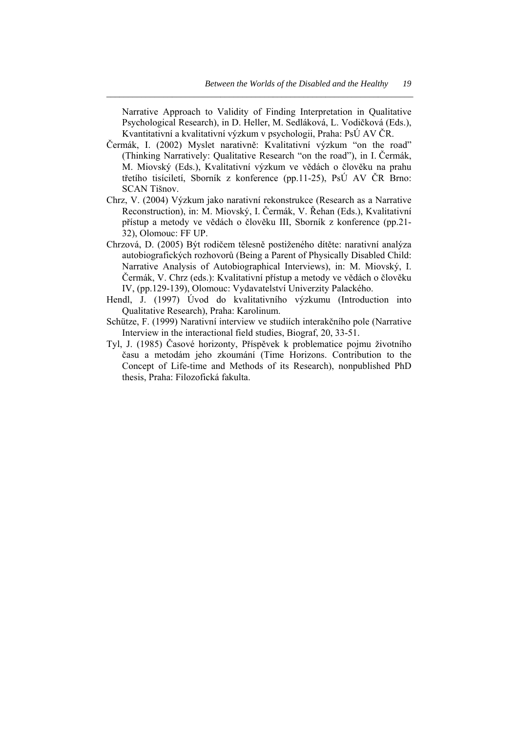Narrative Approach to Validity of Finding Interpretation in Qualitative Psychological Research), in D. Heller, M. Sedláková, L. Vodičková (Eds.), Kvantitativní a kvalitativní výzkum v psychologii, Praha: PsÚ AV ČR.

Čermák, I. (2002) Myslet narativně: Kvalitativní výzkum "on the road" (Thinking Narratively: Qualitative Research "on the road"), in I. Čermák, M. Miovský (Eds.), Kvalitativní výzkum ve vědách o člověku na prahu třetího tisíciletí, Sborník z konference (pp.11-25), PsÚ AV ČR Brno: SCAN Tišnov.

Chrz, V. (2004) Výzkum jako narativní rekonstrukce (Research as a Narrative Reconstruction), in: M. Miovský, I. Čermák, V. Řehan (Eds.), Kvalitativní přístup a metody ve vědách o člověku III, Sborník z konference (pp.21-32), Olomouc: FF UP.

Chrzová, D. (2005) Být rodičem tělesně postiženého dítěte: narativní analýza autobiografických rozhovorů (Being a Parent of Physically Disabled Child: Narrative Analysis of Autobiographical Interviews), in: M. Miovský, I. Čermák, V. Chrz (eds.): Kvalitativní přístup a metody ve vědách o člověku IV, (pp.129-139), Olomouc: Vydavatelství Univerzity Palackého.

Hendl, J. (1997) Úvod do kvalitativního výzkumu (Introduction into Qualitative Research), Praha: Karolinum.

Schütze, F. (1999) Narativní interview ve studiích interakčního pole (Narrative Interview in the interactional field studies, Biograf, 20, 33-51.

Tyl, J. (1985) Časové horizonty, Příspěvek k problematice pojmu životního času a metodám jeho zkoumání (Time Horizons. Contribution to the Concept of Life-time and Methods of its Research), nonpublished PhD thesis, Praha: Filozofická fakulta.